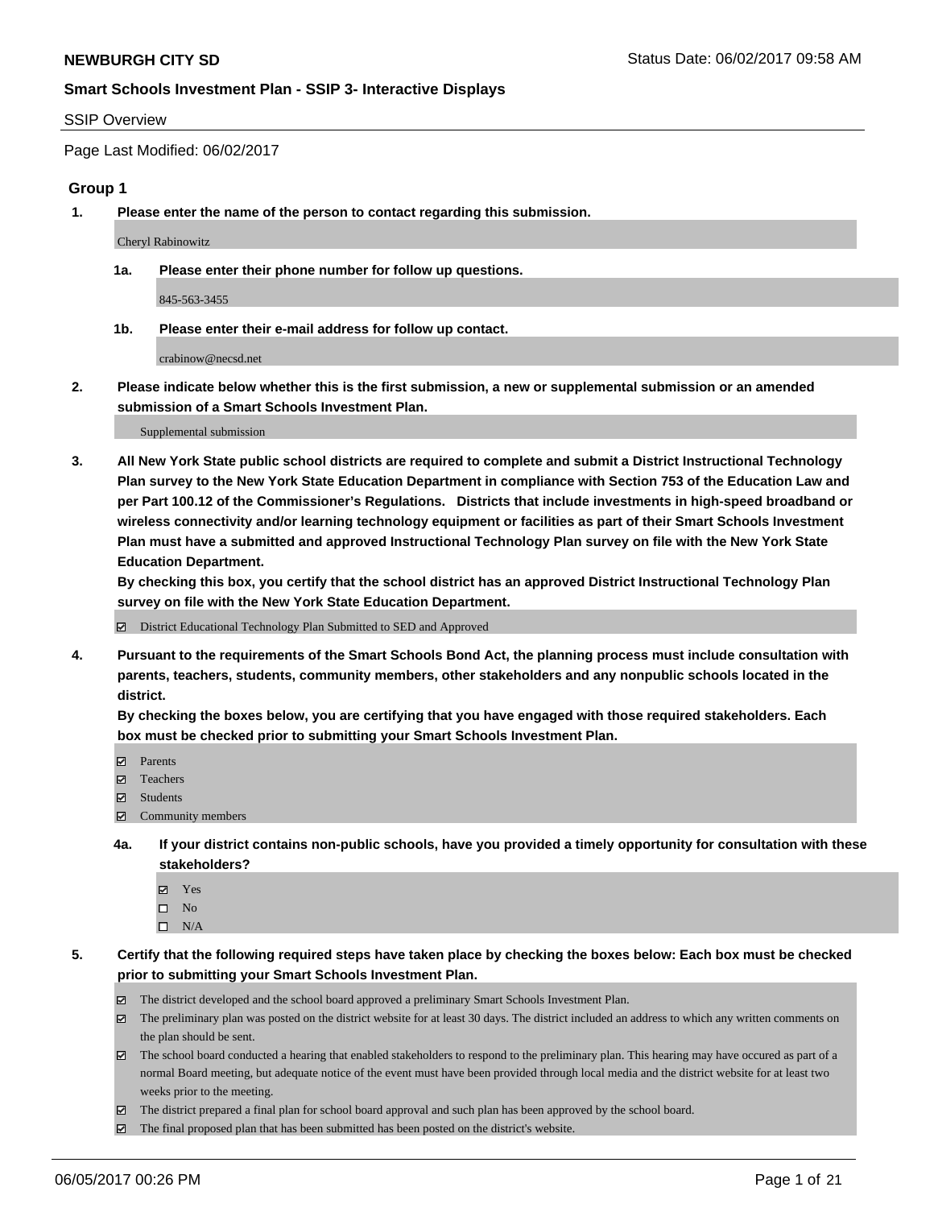**NEWBURGH CITY SD** Status Date: 06/02/2017 09:58 AM

**Smart Schools Investment Plan - SSIP 3- Interactive Displays**

SSIP Overview

Page Last Modified: 06/02/2017

### Group 1

**1. Please enter the name of the person to contact regarding this submission.**

Cheryl Rabinowitz

**1a. Please enter their phone number for follow up questions.**

845-563-3455

**1b. Please enter their e-mail address for follow up contact.**

crabinow@necsd.net

**2. Please indicate below whether this is the first submission, a new or supplemental submission or an amended submission of a Smart Schools Investment Plan.**

Supplemental submission

**3. All New York State public school districts are required to complete and submit a District Instructional Technology Plan survey to the New York State Education Department in compliance with Section 753 of the Education Law and per Part 100.12 of the Commissioner's Regulations. Districts that include investments in high-speed broadband or wireless connectivity and/or learning technology equipment or facilities as part of their Smart Schools Investment Plan must have a submitted and approved Instructional Technology Plan survey on file with the New York State Education Department.**
**By checking this box, you certify that the school district has an approved District Instructional Technology Plan survey on file with the New York State Education Department.**

- ☑ District Educational Technology Plan Submitted to SED and Approved

**4. Pursuant to the requirements of the Smart Schools Bond Act, the planning process must include consultation with parents, teachers, students, community members, other stakeholders and any nonpublic schools located in the district.**
**By checking the boxes below, you are certifying that you have engaged with those required stakeholders. Each box must be checked prior to submitting your Smart Schools Investment Plan.**

- ☑ Parents
- ☑ Teachers
- ☑ Students
- ☑ Community members

**4a. If your district contains non-public schools, have you provided a timely opportunity for consultation with these stakeholders?**

- ☑ Yes
- ☐ No
- ☐ N/A

**5. Certify that the following required steps have taken place by checking the boxes below: Each box must be checked prior to submitting your Smart Schools Investment Plan.**

- ☑ The district developed and the school board approved a preliminary Smart Schools Investment Plan.
- ☑ The preliminary plan was posted on the district website for at least 30 days. The district included an address to which any written comments on the plan should be sent.
- ☑ The school board conducted a hearing that enabled stakeholders to respond to the preliminary plan. This hearing may have occured as part of a normal Board meeting, but adequate notice of the event must have been provided through local media and the district website for at least two weeks prior to the meeting.
- ☑ The district prepared a final plan for school board approval and such plan has been approved by the school board.
- ☑ The final proposed plan that has been submitted has been posted on the district's website.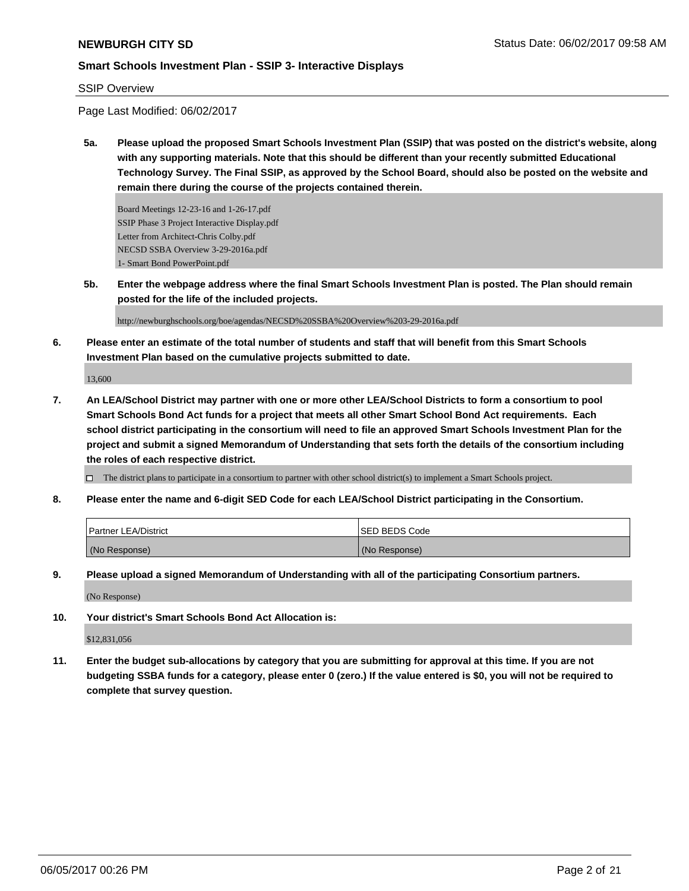**NEWBURGH CITY SD** Status Date: 06/02/2017 09:58 AM

**Smart Schools Investment Plan - SSIP 3- Interactive Displays**

SSIP Overview

Page Last Modified: 06/02/2017

**5a. Please upload the proposed Smart Schools Investment Plan (SSIP) that was posted on the district's website, along with any supporting materials. Note that this should be different than your recently submitted Educational Technology Survey. The Final SSIP, as approved by the School Board, should also be posted on the website and remain there during the course of the projects contained therein.**

Board Meetings 12-23-16 and 1-26-17.pdf
SSIP Phase 3 Project Interactive Display.pdf
Letter from Architect-Chris Colby.pdf
NECSD SSBA Overview 3-29-2016a.pdf
1- Smart Bond PowerPoint.pdf

**5b. Enter the webpage address where the final Smart Schools Investment Plan is posted. The Plan should remain posted for the life of the included projects.**

http://newburghschools.org/boe/agendas/NECSD%20SSBA%20Overview%203-29-2016a.pdf

**6. Please enter an estimate of the total number of students and staff that will benefit from this Smart Schools Investment Plan based on the cumulative projects submitted to date.**

13,600

**7. An LEA/School District may partner with one or more other LEA/School Districts to form a consortium to pool Smart Schools Bond Act funds for a project that meets all other Smart School Bond Act requirements. Each school district participating in the consortium will need to file an approved Smart Schools Investment Plan for the project and submit a signed Memorandum of Understanding that sets forth the details of the consortium including the roles of each respective district.**

☐ The district plans to participate in a consortium to partner with other school district(s) to implement a Smart Schools project.

**8. Please enter the name and 6-digit SED Code for each LEA/School District participating in the Consortium.**

| Partner LEA/District | SED BEDS Code |
|---|---|
| (No Response) | (No Response) |

**9. Please upload a signed Memorandum of Understanding with all of the participating Consortium partners.**

(No Response)

**10. Your district's Smart Schools Bond Act Allocation is:**

$12,831,056

**11. Enter the budget sub-allocations by category that you are submitting for approval at this time. If you are not budgeting SSBA funds for a category, please enter 0 (zero.) If the value entered is $0, you will not be required to complete that survey question.**

06/05/2017 00:26 PM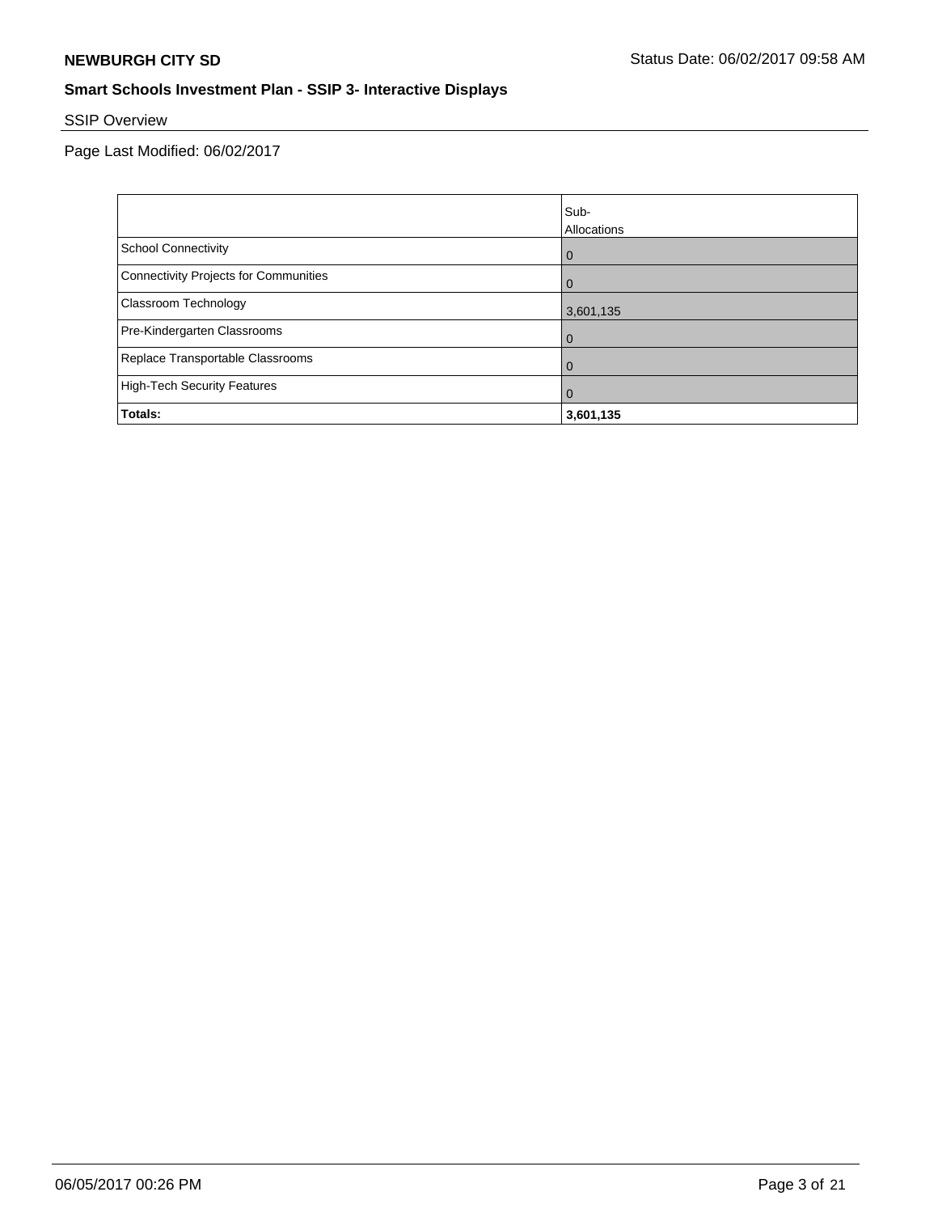**NEWBURGH CITY SD** Status Date: 06/02/2017 09:58 AM

## Smart Schools Investment Plan - SSIP 3- Interactive Displays

SSIP Overview

Page Last Modified: 06/02/2017

| | Sub-Allocations |
|---|---|
| School Connectivity | 0 |
| Connectivity Projects for Communities | 0 |
| Classroom Technology | 3,601,135 |
| Pre-Kindergarten Classrooms | 0 |
| Replace Transportable Classrooms | 0 |
| High-Tech Security Features | 0 |
| **Totals:** | **3,601,135** |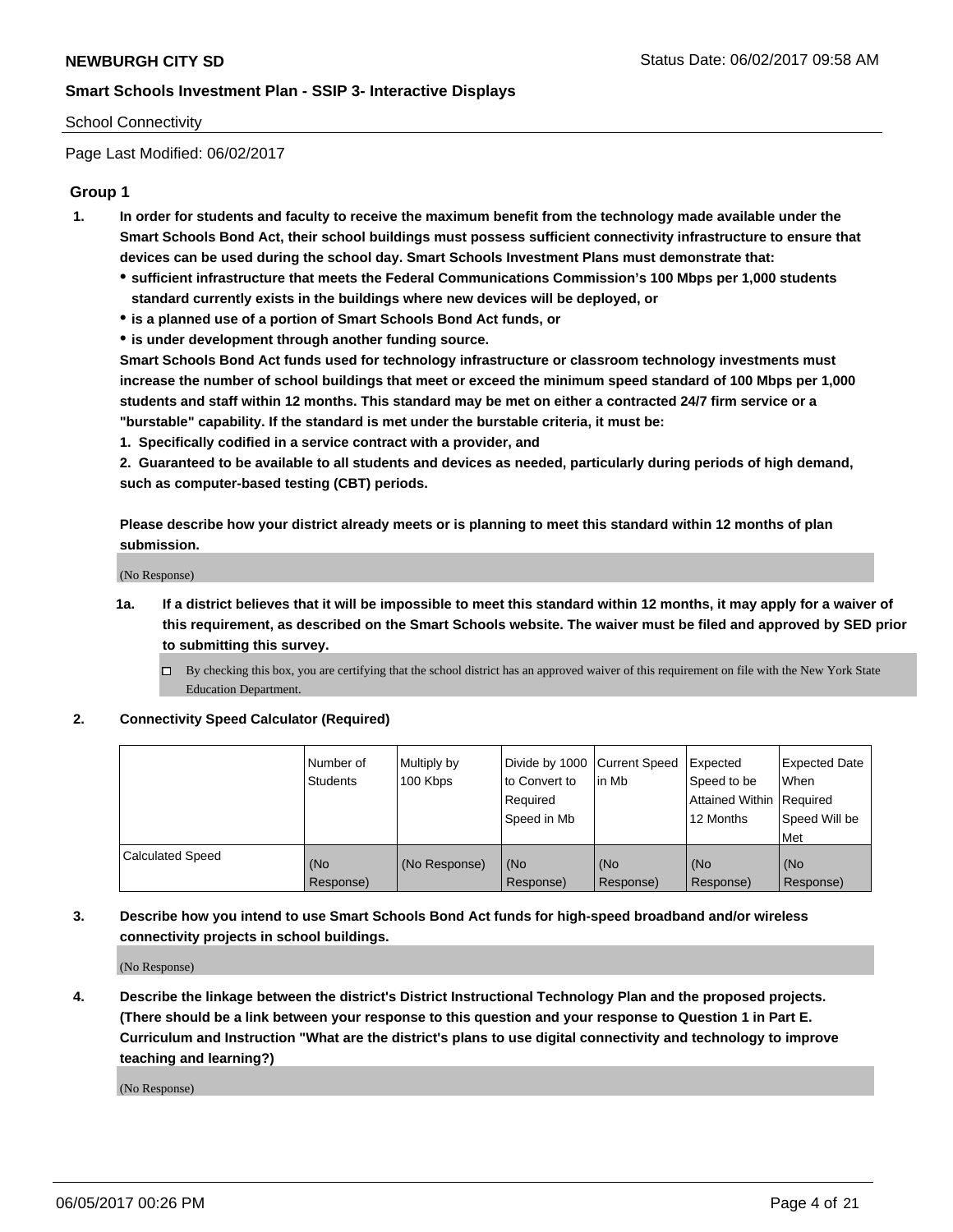Page Last Modified: 06/02/2017

## Group 1

1. **In order for students and faculty to receive the maximum benefit from the technology made available under the Smart Schools Bond Act, their school buildings must possess sufficient connectivity infrastructure to ensure that devices can be used during the school day. Smart Schools Investment Plans must demonstrate that:**
   - **sufficient infrastructure that meets the Federal Communications Commission's 100 Mbps per 1,000 students standard currently exists in the buildings where new devices will be deployed, or**
   - **is a planned use of a portion of Smart Schools Bond Act funds, or**
   - **is under development through another funding source.**

   **Smart Schools Bond Act funds used for technology infrastructure or classroom technology investments must increase the number of school buildings that meet or exceed the minimum speed standard of 100 Mbps per 1,000 students and staff within 12 months. This standard may be met on either a contracted 24/7 firm service or a "burstable" capability. If the standard is met under the burstable criteria, it must be:**

   **1. Specifically codified in a service contract with a provider, and**

   **2. Guaranteed to be available to all students and devices as needed, particularly during periods of high demand, such as computer-based testing (CBT) periods.**

   **Please describe how your district already meets or is planning to meet this standard within 12 months of plan submission.**

   (No Response)

   **1a. If a district believes that it will be impossible to meet this standard within 12 months, it may apply for a waiver of this requirement, as described on the Smart Schools website. The waiver must be filed and approved by SED prior to submitting this survey.**

   - [ ] By checking this box, you are certifying that the school district has an approved waiver of this requirement on file with the New York State Education Department.

2. **Connectivity Speed Calculator (Required)**

| | Number of Students | Multiply by 100 Kbps | Divide by 1000 to Convert to Required Speed in Mb | Current Speed in Mb | Expected Speed to be Attained Within 12 Months | Expected Date When Required Speed Will be Met |
|---|---|---|---|---|---|---|
| Calculated Speed | (No Response) | (No Response) | (No Response) | (No Response) | (No Response) | (No Response) |

3. **Describe how you intend to use Smart Schools Bond Act funds for high-speed broadband and/or wireless connectivity projects in school buildings.**

   (No Response)

4. **Describe the linkage between the district's District Instructional Technology Plan and the proposed projects. (There should be a link between your response to this question and your response to Question 1 in Part E. Curriculum and Instruction "What are the district's plans to use digital connectivity and technology to improve teaching and learning?)**

   (No Response)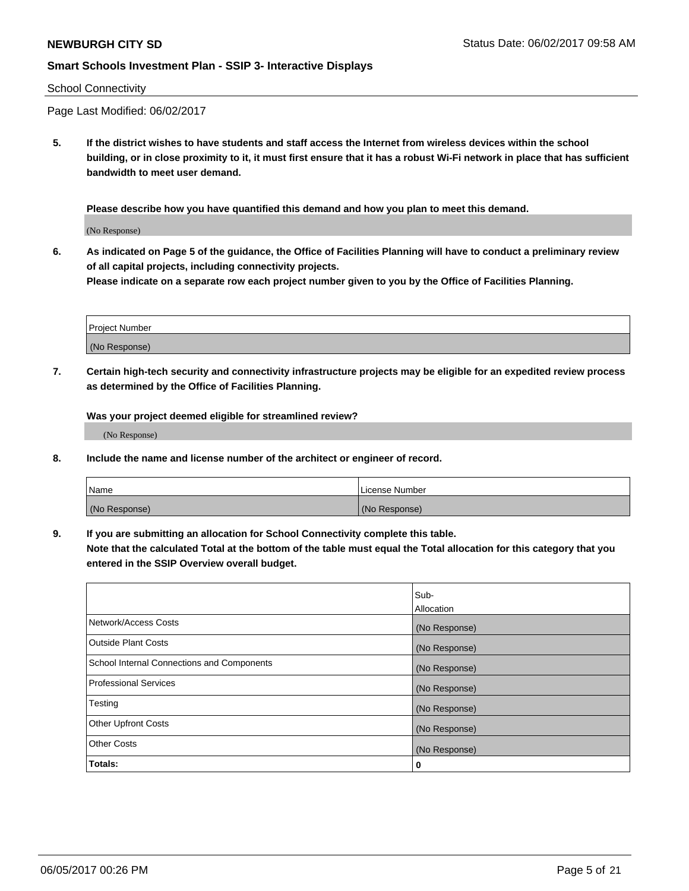**NEWBURGH CITY SD** Status Date: 06/02/2017 09:58 AM

**Smart Schools Investment Plan - SSIP 3- Interactive Displays**

School Connectivity

Page Last Modified: 06/02/2017

**5. If the district wishes to have students and staff access the Internet from wireless devices within the school building, or in close proximity to it, it must first ensure that it has a robust Wi-Fi network in place that has sufficient bandwidth to meet user demand.**

**Please describe how you have quantified this demand and how you plan to meet this demand.**

(No Response)

**6. As indicated on Page 5 of the guidance, the Office of Facilities Planning will have to conduct a preliminary review of all capital projects, including connectivity projects.**
**Please indicate on a separate row each project number given to you by the Office of Facilities Planning.**

| Project Number |
|---|
| (No Response) |

**7. Certain high-tech security and connectivity infrastructure projects may be eligible for an expedited review process as determined by the Office of Facilities Planning.**

**Was your project deemed eligible for streamlined review?**

(No Response)

**8. Include the name and license number of the architect or engineer of record.**

| Name | License Number |
|---|---|
| (No Response) | (No Response) |

**9. If you are submitting an allocation for School Connectivity complete this table.**
**Note that the calculated Total at the bottom of the table must equal the Total allocation for this category that you entered in the SSIP Overview overall budget.**

| | Sub-Allocation |
|---|---|
| Network/Access Costs | (No Response) |
| Outside Plant Costs | (No Response) |
| School Internal Connections and Components | (No Response) |
| Professional Services | (No Response) |
| Testing | (No Response) |
| Other Upfront Costs | (No Response) |
| Other Costs | (No Response) |
| **Totals:** | **0** |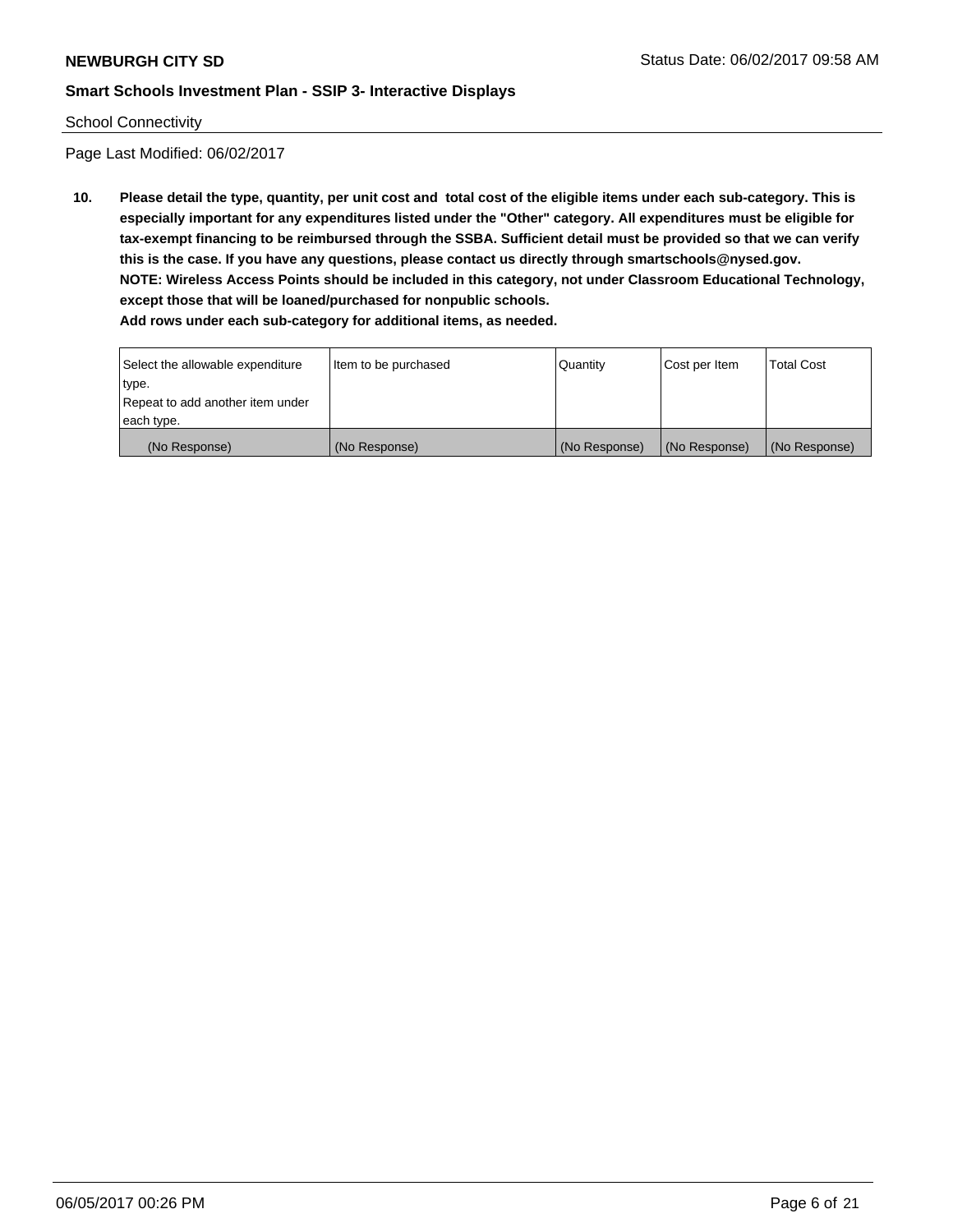School Connectivity

Page Last Modified: 06/02/2017

**10. Please detail the type, quantity, per unit cost and total cost of the eligible items under each sub-category. This is especially important for any expenditures listed under the "Other" category. All expenditures must be eligible for tax-exempt financing to be reimbursed through the SSBA. Sufficient detail must be provided so that we can verify this is the case. If you have any questions, please contact us directly through smartschools@nysed.gov.**
**NOTE: Wireless Access Points should be included in this category, not under Classroom Educational Technology, except those that will be loaned/purchased for nonpublic schools.**
**Add rows under each sub-category for additional items, as needed.**

| Select the allowable expenditure type. Repeat to add another item under each type. | Item to be purchased | Quantity | Cost per Item | Total Cost |
|---|---|---|---|---|
| (No Response) | (No Response) | (No Response) | (No Response) | (No Response) |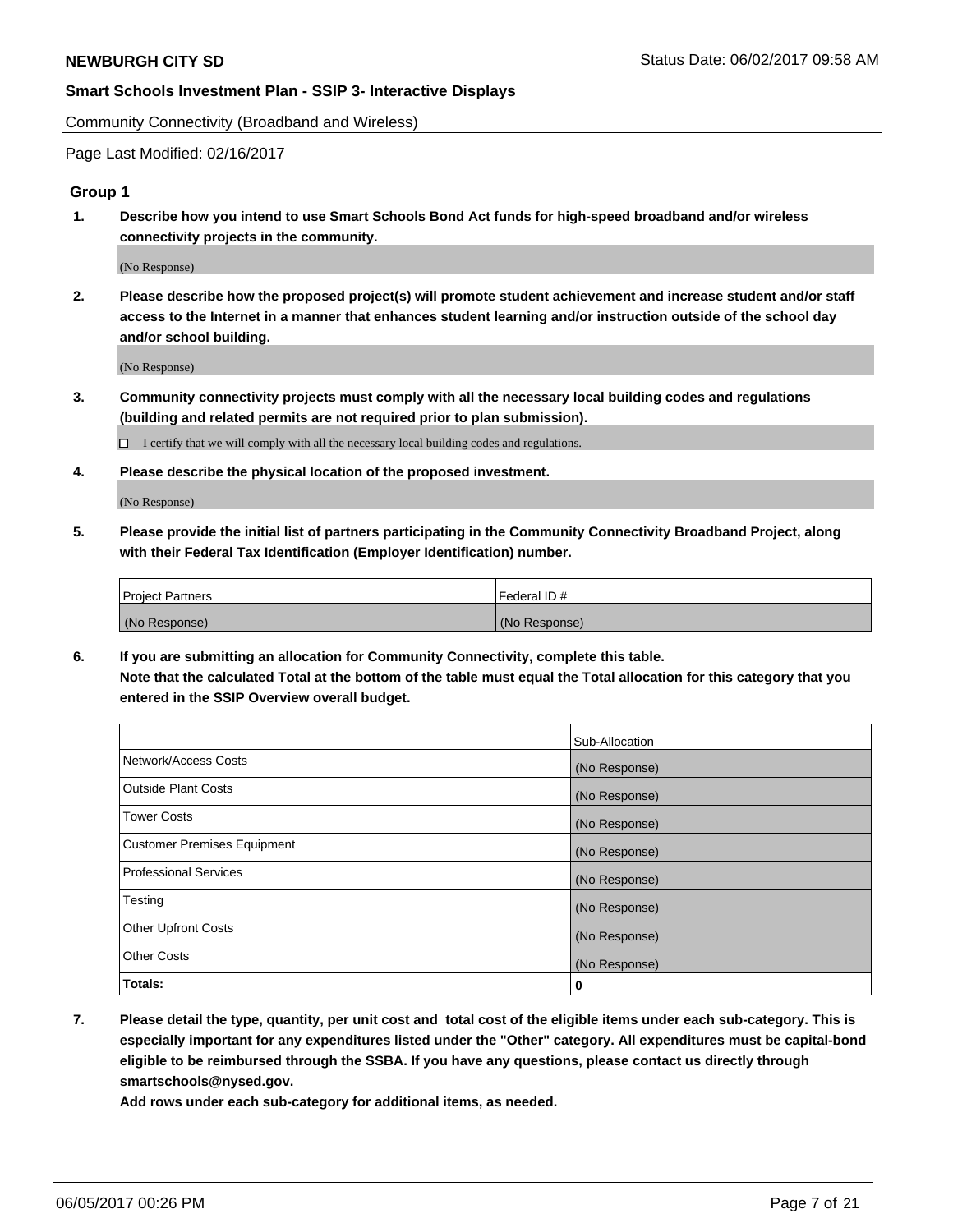Community Connectivity (Broadband and Wireless)

Page Last Modified: 02/16/2017

### Group 1

1. **Describe how you intend to use Smart Schools Bond Act funds for high-speed broadband and/or wireless connectivity projects in the community.**

   (No Response)

2. **Please describe how the proposed project(s) will promote student achievement and increase student and/or staff access to the Internet in a manner that enhances student learning and/or instruction outside of the school day and/or school building.**

   (No Response)

3. **Community connectivity projects must comply with all the necessary local building codes and regulations (building and related permits are not required prior to plan submission).**

   ☐ I certify that we will comply with all the necessary local building codes and regulations.

4. **Please describe the physical location of the proposed investment.**

   (No Response)

5. **Please provide the initial list of partners participating in the Community Connectivity Broadband Project, along with their Federal Tax Identification (Employer Identification) number.**

| Project Partners | Federal ID # |
|---|---|
| (No Response) | (No Response) |

6. **If you are submitting an allocation for Community Connectivity, complete this table.**
   **Note that the calculated Total at the bottom of the table must equal the Total allocation for this category that you entered in the SSIP Overview overall budget.**

| | Sub-Allocation |
|---|---|
| Network/Access Costs | (No Response) |
| Outside Plant Costs | (No Response) |
| Tower Costs | (No Response) |
| Customer Premises Equipment | (No Response) |
| Professional Services | (No Response) |
| Testing | (No Response) |
| Other Upfront Costs | (No Response) |
| Other Costs | (No Response) |
| **Totals:** | **0** |

7. **Please detail the type, quantity, per unit cost and total cost of the eligible items under each sub-category. This is especially important for any expenditures listed under the "Other" category. All expenditures must be capital-bond eligible to be reimbursed through the SSBA. If you have any questions, please contact us directly through smartschools@nysed.gov.**
   **Add rows under each sub-category for additional items, as needed.**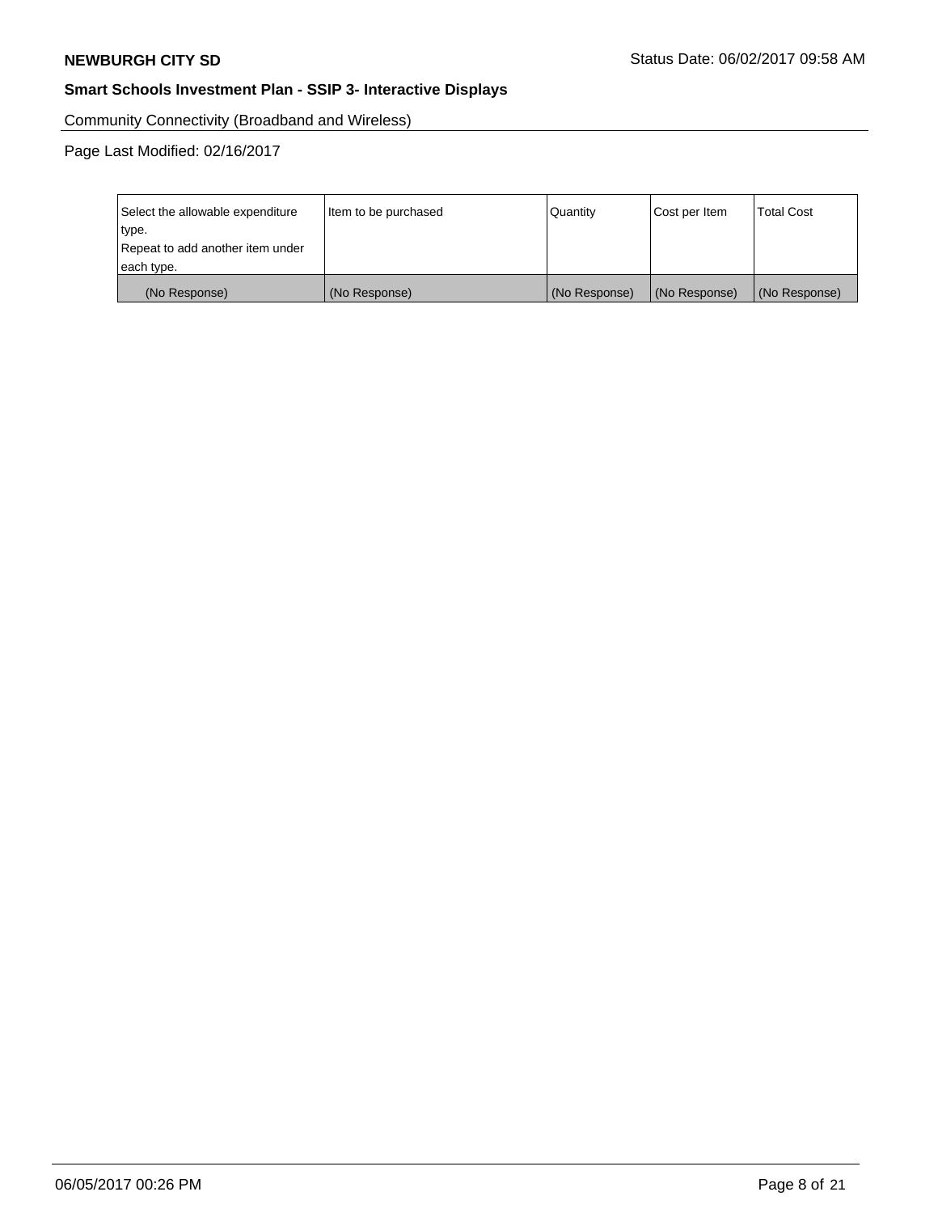Community Connectivity (Broadband and Wireless)

Page Last Modified: 02/16/2017

| Select the allowable expenditure type. Repeat to add another item under each type. | Item to be purchased | Quantity | Cost per Item | Total Cost |
|---|---|---|---|---|
| (No Response) | (No Response) | (No Response) | (No Response) | (No Response) |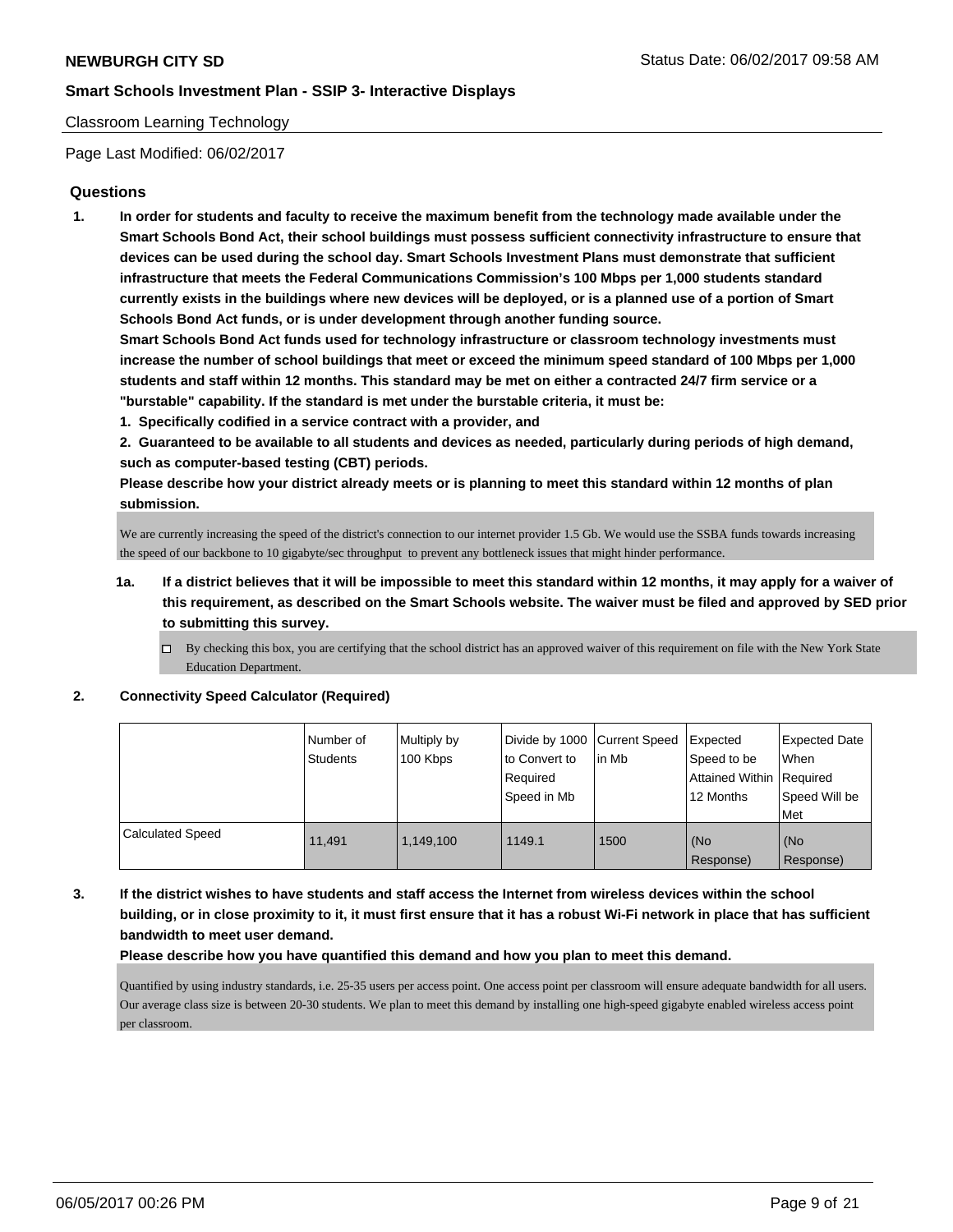**NEWBURGH CITY SD** Status Date: 06/02/2017 09:58 AM

**Smart Schools Investment Plan - SSIP 3- Interactive Displays**

Classroom Learning Technology

Page Last Modified: 06/02/2017

## Questions

1. **In order for students and faculty to receive the maximum benefit from the technology made available under the Smart Schools Bond Act, their school buildings must possess sufficient connectivity infrastructure to ensure that devices can be used during the school day. Smart Schools Investment Plans must demonstrate that sufficient infrastructure that meets the Federal Communications Commission's 100 Mbps per 1,000 students standard currently exists in the buildings where new devices will be deployed, or is a planned use of a portion of Smart Schools Bond Act funds, or is under development through another funding source.**

   **Smart Schools Bond Act funds used for technology infrastructure or classroom technology investments must increase the number of school buildings that meet or exceed the minimum speed standard of 100 Mbps per 1,000 students and staff within 12 months. This standard may be met on either a contracted 24/7 firm service or a "burstable" capability. If the standard is met under the burstable criteria, it must be:**

   **1. Specifically codified in a service contract with a provider, and**

   **2. Guaranteed to be available to all students and devices as needed, particularly during periods of high demand, such as computer-based testing (CBT) periods.**

   **Please describe how your district already meets or is planning to meet this standard within 12 months of plan submission.**

   We are currently increasing the speed of the district's connection to our internet provider 1.5 Gb. We would use the SSBA funds towards increasing the speed of our backbone to 10 gigabyte/sec throughput to prevent any bottleneck issues that might hinder performance.

   1a. **If a district believes that it will be impossible to meet this standard within 12 months, it may apply for a waiver of this requirement, as described on the Smart Schools website. The waiver must be filed and approved by SED prior to submitting this survey.**

   ☐ By checking this box, you are certifying that the school district has an approved waiver of this requirement on file with the New York State Education Department.

2. **Connectivity Speed Calculator (Required)**

| | Number of Students | Multiply by 100 Kbps | Divide by 1000 to Convert to Required Speed in Mb | Current Speed in Mb | Expected Speed to be Attained Within 12 Months | Expected Date When Required Speed Will be Met |
|---|---|---|---|---|---|---|
| Calculated Speed | 11,491 | 1,149,100 | 1149.1 | 1500 | (No Response) | (No Response) |

3. **If the district wishes to have students and staff access the Internet from wireless devices within the school building, or in close proximity to it, it must first ensure that it has a robust Wi-Fi network in place that has sufficient bandwidth to meet user demand.**

   **Please describe how you have quantified this demand and how you plan to meet this demand.**

   Quantified by using industry standards, i.e. 25-35 users per access point. One access point per classroom will ensure adequate bandwidth for all users. Our average class size is between 20-30 students. We plan to meet this demand by installing one high-speed gigabyte enabled wireless access point per classroom.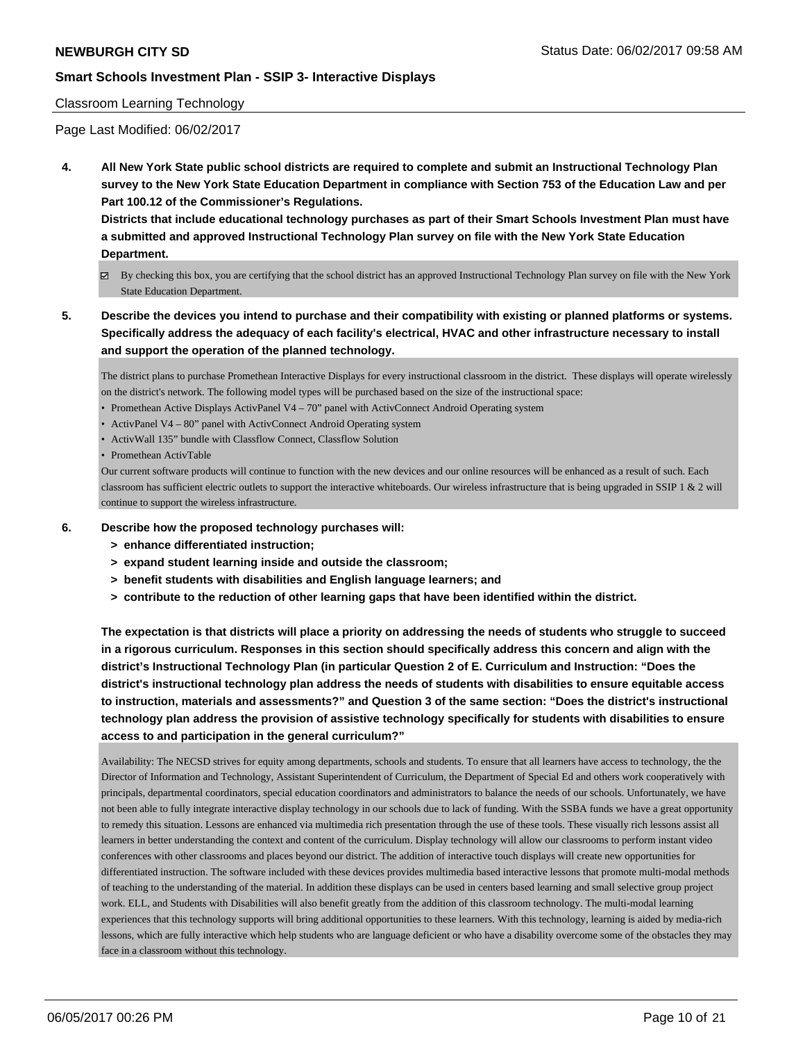## Classroom Learning Technology

Page Last Modified: 06/02/2017

**4. All New York State public school districts are required to complete and submit an Instructional Technology Plan survey to the New York State Education Department in compliance with Section 753 of the Education Law and per Part 100.12 of the Commissioner's Regulations.**

**Districts that include educational technology purchases as part of their Smart Schools Investment Plan must have a submitted and approved Instructional Technology Plan survey on file with the New York State Education Department.**

☑ By checking this box, you are certifying that the school district has an approved Instructional Technology Plan survey on file with the New York State Education Department.

**5. Describe the devices you intend to purchase and their compatibility with existing or planned platforms or systems. Specifically address the adequacy of each facility's electrical, HVAC and other infrastructure necessary to install and support the operation of the planned technology.**

The district plans to purchase Promethean Interactive Displays for every instructional classroom in the district. These displays will operate wirelessly on the district's network. The following model types will be purchased based on the size of the instructional space:

- Promethean Active Displays ActivPanel V4 – 70" panel with ActivConnect Android Operating system
- ActivPanel V4 – 80" panel with ActivConnect Android Operating system
- ActivWall 135" bundle with Classflow Connect, Classflow Solution
- Promethean ActivTable

Our current software products will continue to function with the new devices and our online resources will be enhanced as a result of such. Each classroom has sufficient electric outlets to support the interactive whiteboards. Our wireless infrastructure that is being upgraded in SSIP 1 & 2 will continue to support the wireless infrastructure.

**6. Describe how the proposed technology purchases will:**
- **> enhance differentiated instruction;**
- **> expand student learning inside and outside the classroom;**
- **> benefit students with disabilities and English language learners; and**
- **> contribute to the reduction of other learning gaps that have been identified within the district.**

**The expectation is that districts will place a priority on addressing the needs of students who struggle to succeed in a rigorous curriculum. Responses in this section should specifically address this concern and align with the district's Instructional Technology Plan (in particular Question 2 of E. Curriculum and Instruction: "Does the district's instructional technology plan address the needs of students with disabilities to ensure equitable access to instruction, materials and assessments?" and Question 3 of the same section: "Does the district's instructional technology plan address the provision of assistive technology specifically for students with disabilities to ensure access to and participation in the general curriculum?"**

Availability: The NECSD strives for equity among departments, schools and students. To ensure that all learners have access to technology, the the Director of Information and Technology, Assistant Superintendent of Curriculum, the Department of Special Ed and others work cooperatively with principals, departmental coordinators, special education coordinators and administrators to balance the needs of our schools. Unfortunately, we have not been able to fully integrate interactive display technology in our schools due to lack of funding. With the SSBA funds we have a great opportunity to remedy this situation. Lessons are enhanced via multimedia rich presentation through the use of these tools. These visually rich lessons assist all learners in better understanding the context and content of the curriculum. Display technology will allow our classrooms to perform instant video conferences with other classrooms and places beyond our district. The addition of interactive touch displays will create new opportunities for differentiated instruction. The software included with these devices provides multimedia based interactive lessons that promote multi-modal methods of teaching to the understanding of the material. In addition these displays can be used in centers based learning and small selective group project work. ELL, and Students with Disabilities will also benefit greatly from the addition of this classroom technology. The multi-modal learning experiences that this technology supports will bring additional opportunities to these learners. With this technology, learning is aided by media-rich lessons, which are fully interactive which help students who are language deficient or who have a disability overcome some of the obstacles they may face in a classroom without this technology.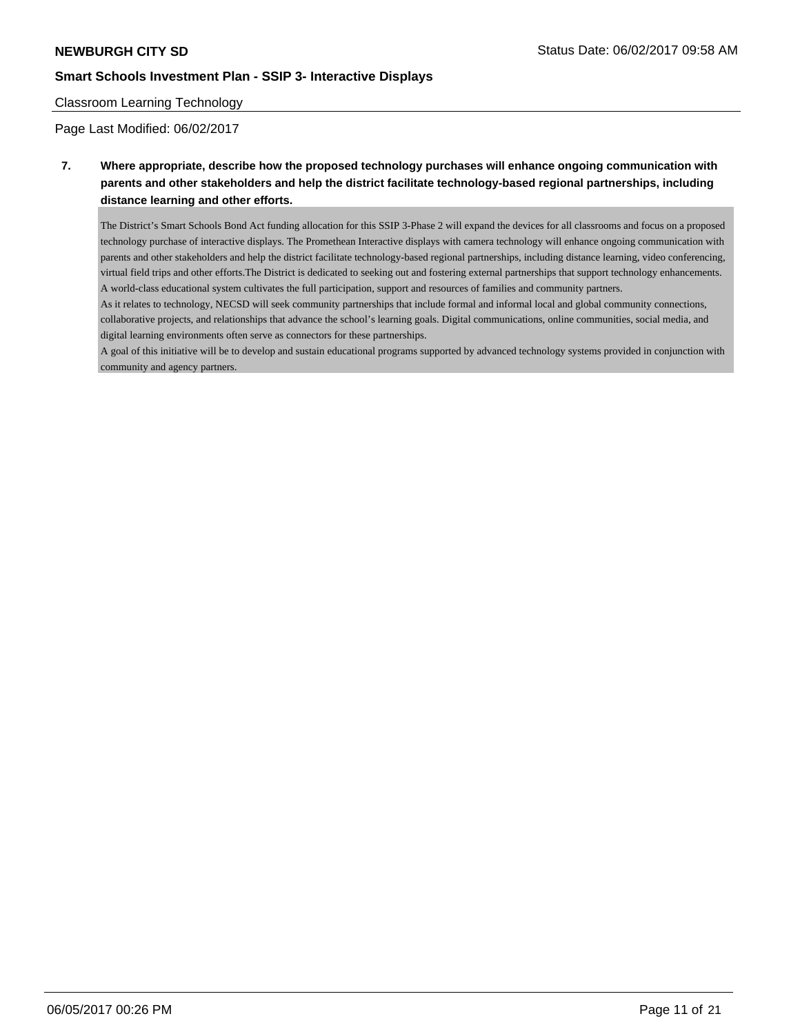Classroom Learning Technology

Page Last Modified: 06/02/2017

**7. Where appropriate, describe how the proposed technology purchases will enhance ongoing communication with parents and other stakeholders and help the district facilitate technology-based regional partnerships, including distance learning and other efforts.**

The District's Smart Schools Bond Act funding allocation for this SSIP 3-Phase 2 will expand the devices for all classrooms and focus on a proposed technology purchase of interactive displays. The Promethean Interactive displays with camera technology will enhance ongoing communication with parents and other stakeholders and help the district facilitate technology-based regional partnerships, including distance learning, video conferencing, virtual field trips and other efforts.The District is dedicated to seeking out and fostering external partnerships that support technology enhancements. A world-class educational system cultivates the full participation, support and resources of families and community partners.

As it relates to technology, NECSD will seek community partnerships that include formal and informal local and global community connections, collaborative projects, and relationships that advance the school's learning goals. Digital communications, online communities, social media, and digital learning environments often serve as connectors for these partnerships.

A goal of this initiative will be to develop and sustain educational programs supported by advanced technology systems provided in conjunction with community and agency partners.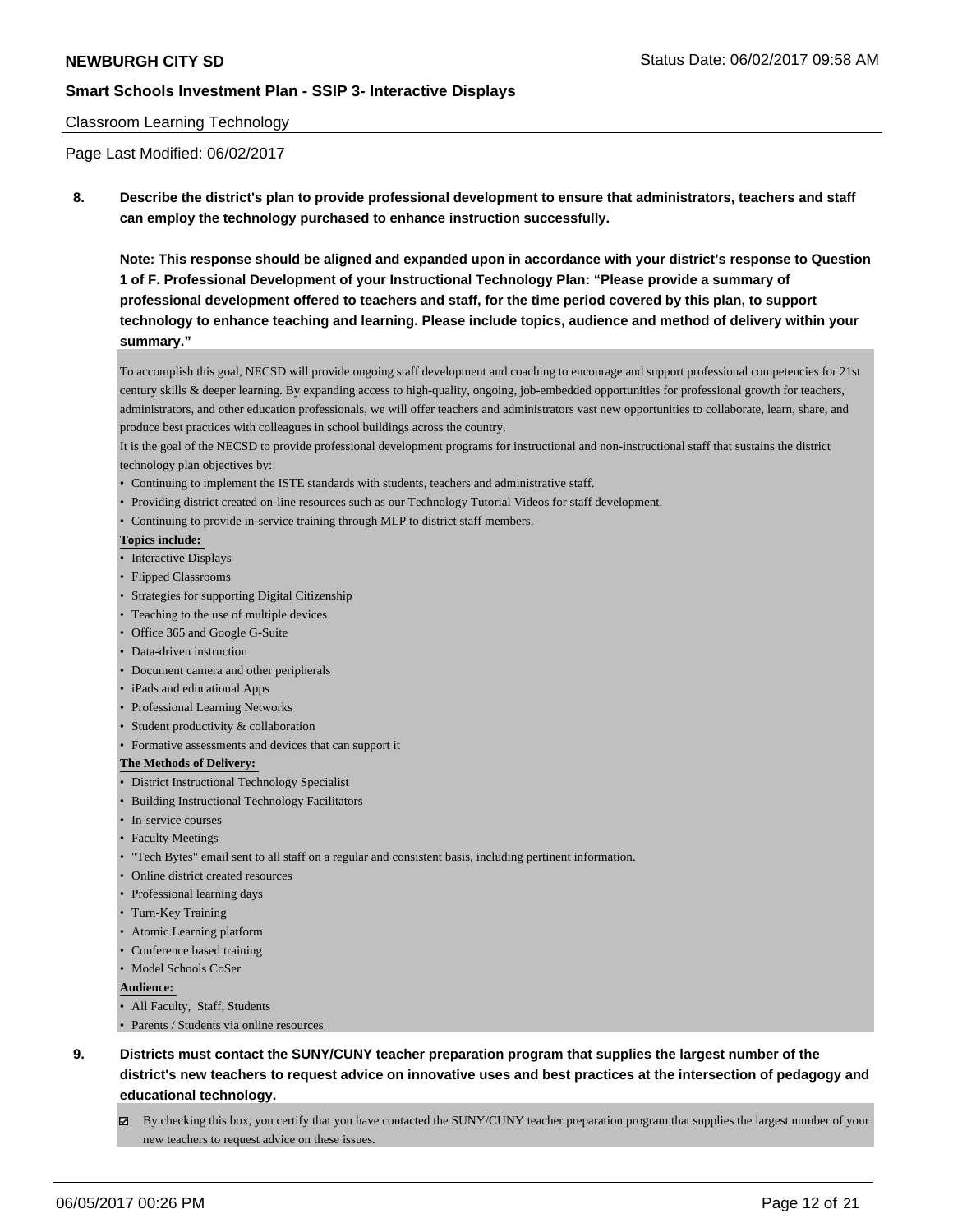Classroom Learning Technology

Page Last Modified: 06/02/2017

**8. Describe the district's plan to provide professional development to ensure that administrators, teachers and staff can employ the technology purchased to enhance instruction successfully.**

**Note: This response should be aligned and expanded upon in accordance with your district's response to Question 1 of F. Professional Development of your Instructional Technology Plan: "Please provide a summary of professional development offered to teachers and staff, for the time period covered by this plan, to support technology to enhance teaching and learning. Please include topics, audience and method of delivery within your summary."**

To accomplish this goal, NECSD will provide ongoing staff development and coaching to encourage and support professional competencies for 21st century skills & deeper learning. By expanding access to high-quality, ongoing, job-embedded opportunities for professional growth for teachers, administrators, and other education professionals, we will offer teachers and administrators vast new opportunities to collaborate, learn, share, and produce best practices with colleagues in school buildings across the country.

It is the goal of the NECSD to provide professional development programs for instructional and non-instructional staff that sustains the district technology plan objectives by:

- Continuing to implement the ISTE standards with students, teachers and administrative staff.
- Providing district created on-line resources such as our Technology Tutorial Videos for staff development.
- Continuing to provide in-service training through MLP to district staff members.

**Topics include:**

- Interactive Displays
- Flipped Classrooms
- Strategies for supporting Digital Citizenship
- Teaching to the use of multiple devices
- Office 365 and Google G-Suite
- Data-driven instruction
- Document camera and other peripherals
- iPads and educational Apps
- Professional Learning Networks
- Student productivity & collaboration
- Formative assessments and devices that can support it

**The Methods of Delivery:**

- District Instructional Technology Specialist
- Building Instructional Technology Facilitators
- In-service courses
- Faculty Meetings
- "Tech Bytes" email sent to all staff on a regular and consistent basis, including pertinent information.
- Online district created resources
- Professional learning days
- Turn-Key Training
- Atomic Learning platform
- Conference based training
- Model Schools CoSer

**Audience:**

- All Faculty, Staff, Students
- Parents / Students via online resources

**9. Districts must contact the SUNY/CUNY teacher preparation program that supplies the largest number of the district's new teachers to request advice on innovative uses and best practices at the intersection of pedagogy and educational technology.**

☑ By checking this box, you certify that you have contacted the SUNY/CUNY teacher preparation program that supplies the largest number of your new teachers to request advice on these issues.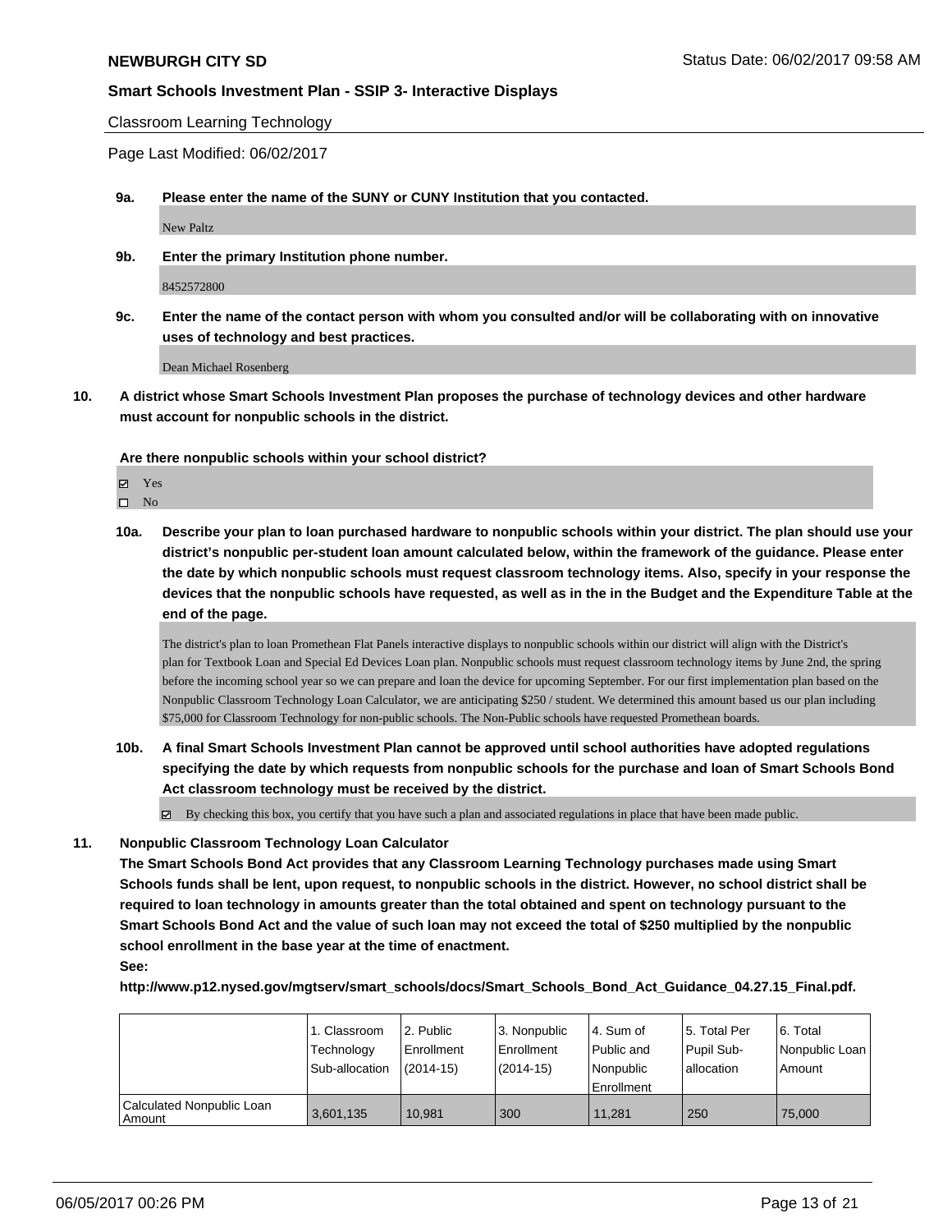Classroom Learning Technology

Page Last Modified: 06/02/2017

**9a. Please enter the name of the SUNY or CUNY Institution that you contacted.**

New Paltz

**9b. Enter the primary Institution phone number.**

8452572800

**9c. Enter the name of the contact person with whom you consulted and/or will be collaborating with on innovative uses of technology and best practices.**

Dean Michael Rosenberg

**10. A district whose Smart Schools Investment Plan proposes the purchase of technology devices and other hardware must account for nonpublic schools in the district.**

**Are there nonpublic schools within your school district?**

☑ Yes
☐ No

**10a. Describe your plan to loan purchased hardware to nonpublic schools within your district. The plan should use your district's nonpublic per-student loan amount calculated below, within the framework of the guidance. Please enter the date by which nonpublic schools must request classroom technology items. Also, specify in your response the devices that the nonpublic schools have requested, as well as in the in the Budget and the Expenditure Table at the end of the page.**

The district's plan to loan Promethean Flat Panels interactive displays to nonpublic schools within our district will align with the District's plan for Textbook Loan and Special Ed Devices Loan plan. Nonpublic schools must request classroom technology items by June 2nd, the spring before the incoming school year so we can prepare and loan the device for upcoming September. For our first implementation plan based on the Nonpublic Classroom Technology Loan Calculator, we are anticipating $250 / student. We determined this amount based us our plan including $75,000 for Classroom Technology for non-public schools. The Non-Public schools have requested Promethean boards.

**10b. A final Smart Schools Investment Plan cannot be approved until school authorities have adopted regulations specifying the date by which requests from nonpublic schools for the purchase and loan of Smart Schools Bond Act classroom technology must be received by the district.**

☑ By checking this box, you certify that you have such a plan and associated regulations in place that have been made public.

**11. Nonpublic Classroom Technology Loan Calculator**

**The Smart Schools Bond Act provides that any Classroom Learning Technology purchases made using Smart Schools funds shall be lent, upon request, to nonpublic schools in the district. However, no school district shall be required to loan technology in amounts greater than the total obtained and spent on technology pursuant to the Smart Schools Bond Act and the value of such loan may not exceed the total of $250 multiplied by the nonpublic school enrollment in the base year at the time of enactment.**

**See:**

**http://www.p12.nysed.gov/mgtserv/smart_schools/docs/Smart_Schools_Bond_Act_Guidance_04.27.15_Final.pdf.**

| | 1. Classroom Technology Sub-allocation | 2. Public Enrollment (2014-15) | 3. Nonpublic Enrollment (2014-15) | 4. Sum of Public and Nonpublic Enrollment | 5. Total Per Pupil Sub-allocation | 6. Total Nonpublic Loan Amount |
|---|---|---|---|---|---|---|
| Calculated Nonpublic Loan Amount | 3,601,135 | 10,981 | 300 | 11,281 | 250 | 75,000 |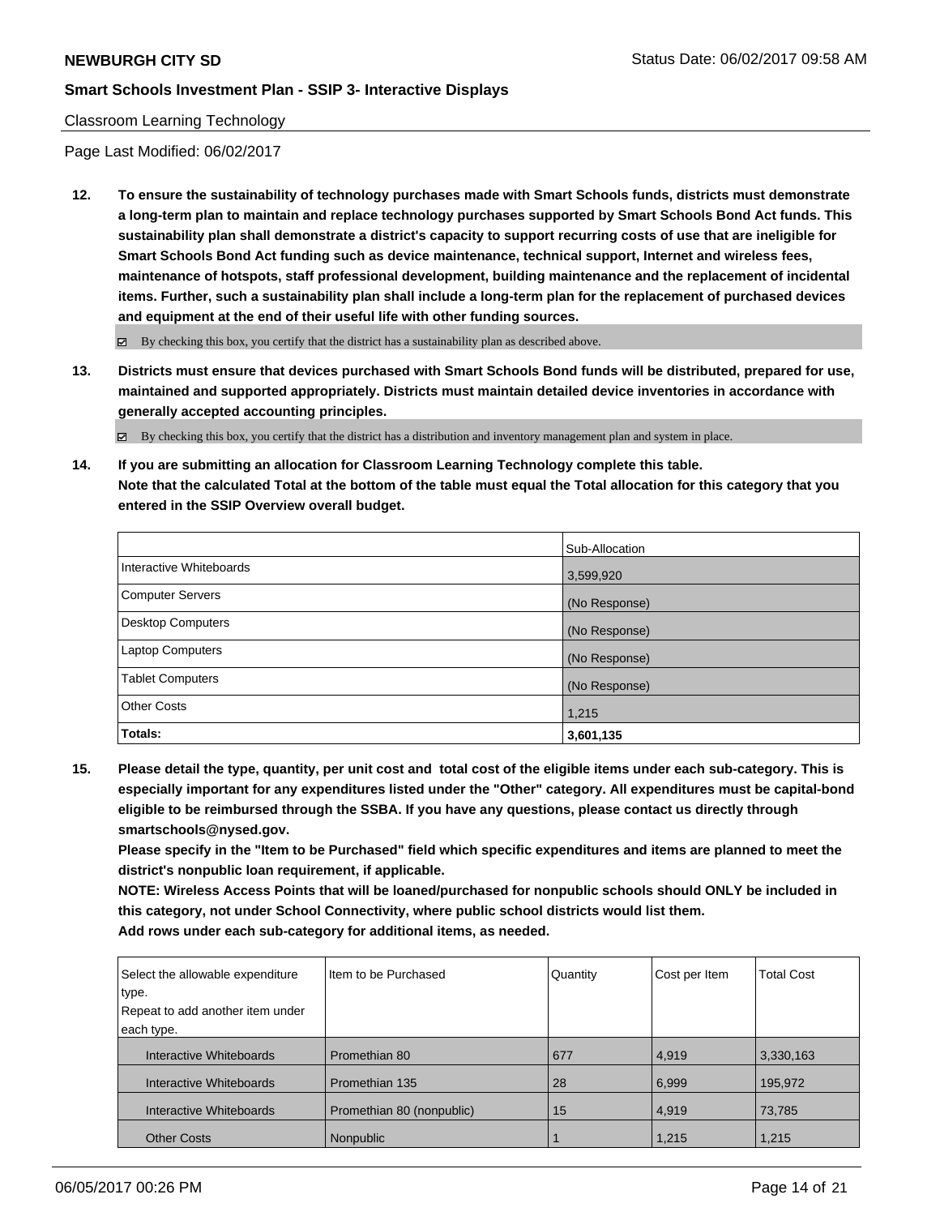Classroom Learning Technology

Page Last Modified: 06/02/2017

**12. To ensure the sustainability of technology purchases made with Smart Schools funds, districts must demonstrate a long-term plan to maintain and replace technology purchases supported by Smart Schools Bond Act funds. This sustainability plan shall demonstrate a district's capacity to support recurring costs of use that are ineligible for Smart Schools Bond Act funding such as device maintenance, technical support, Internet and wireless fees, maintenance of hotspots, staff professional development, building maintenance and the replacement of incidental items. Further, such a sustainability plan shall include a long-term plan for the replacement of purchased devices and equipment at the end of their useful life with other funding sources.**

☑ By checking this box, you certify that the district has a sustainability plan as described above.

**13. Districts must ensure that devices purchased with Smart Schools Bond funds will be distributed, prepared for use, maintained and supported appropriately. Districts must maintain detailed device inventories in accordance with generally accepted accounting principles.**

☑ By checking this box, you certify that the district has a distribution and inventory management plan and system in place.

**14. If you are submitting an allocation for Classroom Learning Technology complete this table. Note that the calculated Total at the bottom of the table must equal the Total allocation for this category that you entered in the SSIP Overview overall budget.**

| | Sub-Allocation |
|---|---|
| Interactive Whiteboards | 3,599,920 |
| Computer Servers | (No Response) |
| Desktop Computers | (No Response) |
| Laptop Computers | (No Response) |
| Tablet Computers | (No Response) |
| Other Costs | 1,215 |
| **Totals:** | **3,601,135** |

**15. Please detail the type, quantity, per unit cost and total cost of the eligible items under each sub-category. This is especially important for any expenditures listed under the "Other" category. All expenditures must be capital-bond eligible to be reimbursed through the SSBA. If you have any questions, please contact us directly through smartschools@nysed.gov.**

**Please specify in the "Item to be Purchased" field which specific expenditures and items are planned to meet the district's nonpublic loan requirement, if applicable.**

**NOTE: Wireless Access Points that will be loaned/purchased for nonpublic schools should ONLY be included in this category, not under School Connectivity, where public school districts would list them.**

**Add rows under each sub-category for additional items, as needed.**

| Select the allowable expenditure type. Repeat to add another item under each type. | Item to be Purchased | Quantity | Cost per Item | Total Cost |
|---|---|---|---|---|
| Interactive Whiteboards | Promethian 80 | 677 | 4,919 | 3,330,163 |
| Interactive Whiteboards | Promethian 135 | 28 | 6,999 | 195,972 |
| Interactive Whiteboards | Promethian 80 (nonpublic) | 15 | 4,919 | 73,785 |
| Other Costs | Nonpublic | 1 | 1,215 | 1,215 |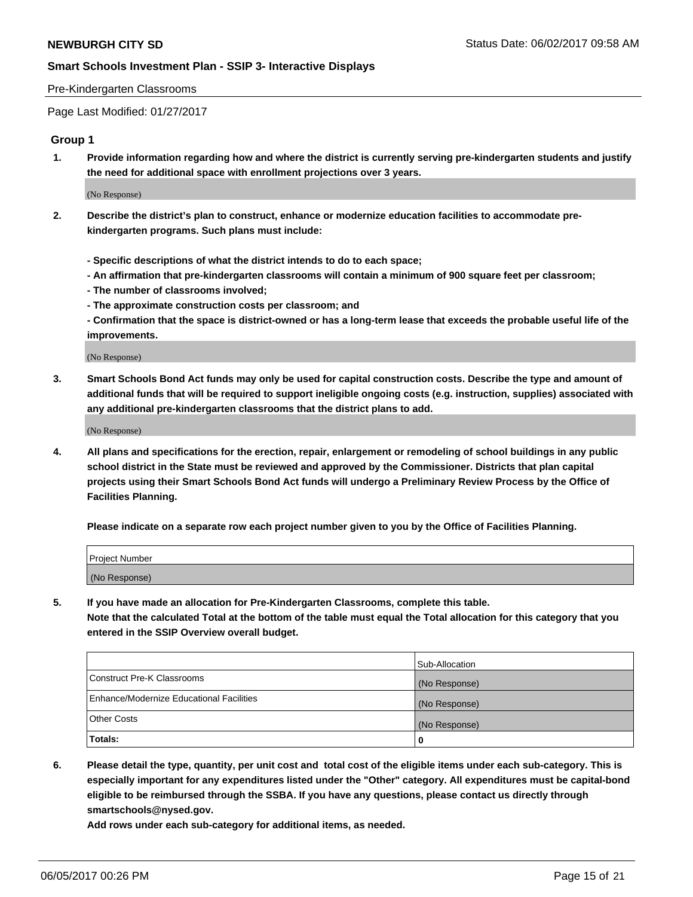Pre-Kindergarten Classrooms

Page Last Modified: 01/27/2017

## Group 1

**1. Provide information regarding how and where the district is currently serving pre-kindergarten students and justify the need for additional space with enrollment projections over 3 years.**

(No Response)

**2. Describe the district's plan to construct, enhance or modernize education facilities to accommodate pre-kindergarten programs. Such plans must include:**

**- Specific descriptions of what the district intends to do to each space;**
**- An affirmation that pre-kindergarten classrooms will contain a minimum of 900 square feet per classroom;**
**- The number of classrooms involved;**
**- The approximate construction costs per classroom; and**
**- Confirmation that the space is district-owned or has a long-term lease that exceeds the probable useful life of the improvements.**

(No Response)

**3. Smart Schools Bond Act funds may only be used for capital construction costs. Describe the type and amount of additional funds that will be required to support ineligible ongoing costs (e.g. instruction, supplies) associated with any additional pre-kindergarten classrooms that the district plans to add.**

(No Response)

**4. All plans and specifications for the erection, repair, enlargement or remodeling of school buildings in any public school district in the State must be reviewed and approved by the Commissioner. Districts that plan capital projects using their Smart Schools Bond Act funds will undergo a Preliminary Review Process by the Office of Facilities Planning.**

**Please indicate on a separate row each project number given to you by the Office of Facilities Planning.**

| Project Number |
|---|
| (No Response) |

**5. If you have made an allocation for Pre-Kindergarten Classrooms, complete this table.**
**Note that the calculated Total at the bottom of the table must equal the Total allocation for this category that you entered in the SSIP Overview overall budget.**

| | Sub-Allocation |
|---|---|
| Construct Pre-K Classrooms | (No Response) |
| Enhance/Modernize Educational Facilities | (No Response) |
| Other Costs | (No Response) |
| **Totals:** | **0** |

**6. Please detail the type, quantity, per unit cost and total cost of the eligible items under each sub-category. This is especially important for any expenditures listed under the "Other" category. All expenditures must be capital-bond eligible to be reimbursed through the SSBA. If you have any questions, please contact us directly through smartschools@nysed.gov.**
**Add rows under each sub-category for additional items, as needed.**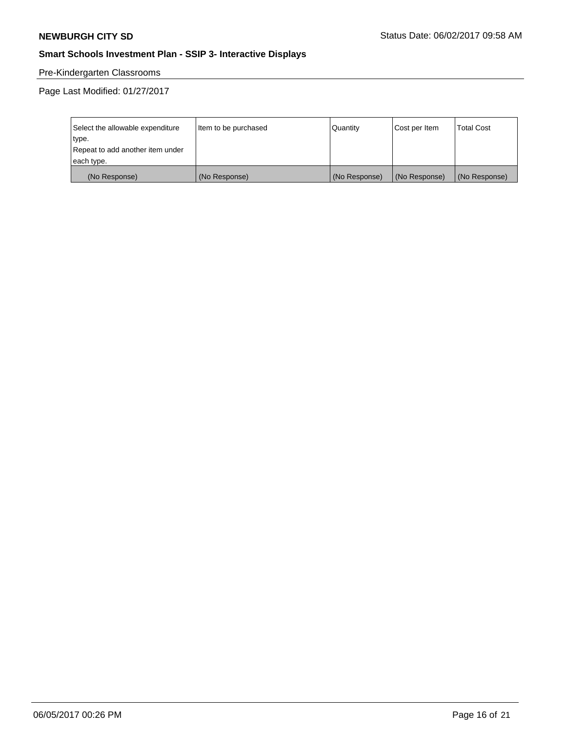**NEWBURGH CITY SD** Status Date: 06/02/2017 09:58 AM

**Smart Schools Investment Plan - SSIP 3- Interactive Displays**

Pre-Kindergarten Classrooms

Page Last Modified: 01/27/2017

| Select the allowable expenditure type.<br>Repeat to add another item under each type. | Item to be purchased | Quantity | Cost per Item | Total Cost |
|---|---|---|---|---|
| (No Response) | (No Response) | (No Response) | (No Response) | (No Response) |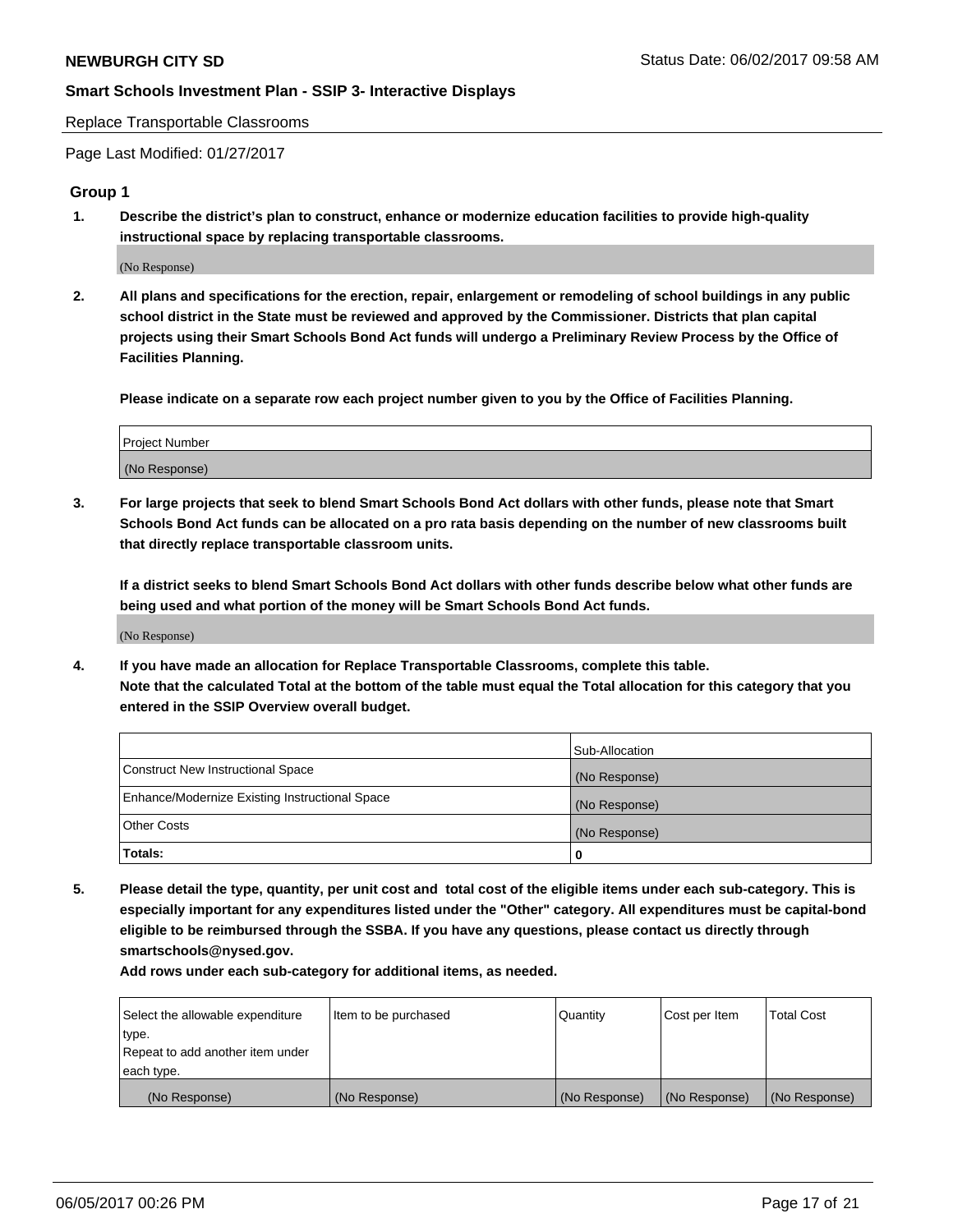Replace Transportable Classrooms

Page Last Modified: 01/27/2017

## Group 1

**1. Describe the district's plan to construct, enhance or modernize education facilities to provide high-quality instructional space by replacing transportable classrooms.**

(No Response)

**2. All plans and specifications for the erection, repair, enlargement or remodeling of school buildings in any public school district in the State must be reviewed and approved by the Commissioner. Districts that plan capital projects using their Smart Schools Bond Act funds will undergo a Preliminary Review Process by the Office of Facilities Planning.**

**Please indicate on a separate row each project number given to you by the Office of Facilities Planning.**

| Project Number |
|---|
| (No Response) |

**3. For large projects that seek to blend Smart Schools Bond Act dollars with other funds, please note that Smart Schools Bond Act funds can be allocated on a pro rata basis depending on the number of new classrooms built that directly replace transportable classroom units.**

**If a district seeks to blend Smart Schools Bond Act dollars with other funds describe below what other funds are being used and what portion of the money will be Smart Schools Bond Act funds.**

(No Response)

**4. If you have made an allocation for Replace Transportable Classrooms, complete this table. Note that the calculated Total at the bottom of the table must equal the Total allocation for this category that you entered in the SSIP Overview overall budget.**

| | Sub-Allocation |
|---|---|
| Construct New Instructional Space | (No Response) |
| Enhance/Modernize Existing Instructional Space | (No Response) |
| Other Costs | (No Response) |
| **Totals:** | **0** |

**5. Please detail the type, quantity, per unit cost and total cost of the eligible items under each sub-category. This is especially important for any expenditures listed under the "Other" category. All expenditures must be capital-bond eligible to be reimbursed through the SSBA. If you have any questions, please contact us directly through smartschools@nysed.gov.**

**Add rows under each sub-category for additional items, as needed.**

| Select the allowable expenditure type. Repeat to add another item under each type. | Item to be purchased | Quantity | Cost per Item | Total Cost |
|---|---|---|---|---|
| (No Response) | (No Response) | (No Response) | (No Response) | (No Response) |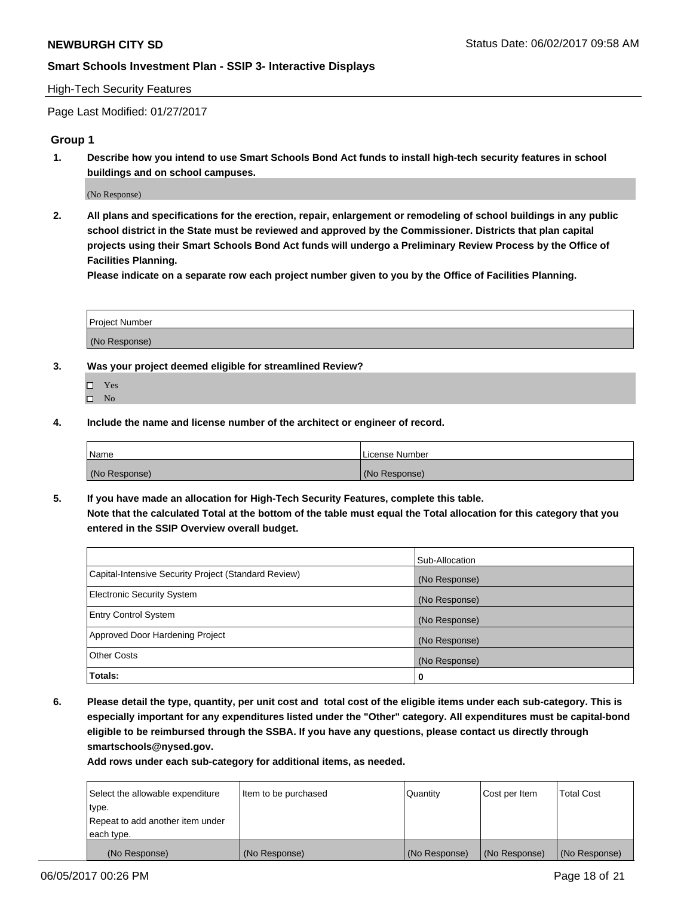High-Tech Security Features

Page Last Modified: 01/27/2017

### Group 1

**1. Describe how you intend to use Smart Schools Bond Act funds to install high-tech security features in school buildings and on school campuses.**

(No Response)

**2. All plans and specifications for the erection, repair, enlargement or remodeling of school buildings in any public school district in the State must be reviewed and approved by the Commissioner. Districts that plan capital projects using their Smart Schools Bond Act funds will undergo a Preliminary Review Process by the Office of Facilities Planning.**

**Please indicate on a separate row each project number given to you by the Office of Facilities Planning.**

| Project Number |
|---|
| (No Response) |

**3. Was your project deemed eligible for streamlined Review?**

- ☐ Yes
- ☐ No

**4. Include the name and license number of the architect or engineer of record.**

| Name | License Number |
|---|---|
| (No Response) | (No Response) |

**5. If you have made an allocation for High-Tech Security Features, complete this table.**
**Note that the calculated Total at the bottom of the table must equal the Total allocation for this category that you entered in the SSIP Overview overall budget.**

| | Sub-Allocation |
|---|---|
| Capital-Intensive Security Project (Standard Review) | (No Response) |
| Electronic Security System | (No Response) |
| Entry Control System | (No Response) |
| Approved Door Hardening Project | (No Response) |
| Other Costs | (No Response) |
| **Totals:** | **0** |

**6. Please detail the type, quantity, per unit cost and total cost of the eligible items under each sub-category. This is especially important for any expenditures listed under the "Other" category. All expenditures must be capital-bond eligible to be reimbursed through the SSBA. If you have any questions, please contact us directly through smartschools@nysed.gov.**

**Add rows under each sub-category for additional items, as needed.**

| Select the allowable expenditure type. Repeat to add another item under each type. | Item to be purchased | Quantity | Cost per Item | Total Cost |
|---|---|---|---|---|
| (No Response) | (No Response) | (No Response) | (No Response) | (No Response) |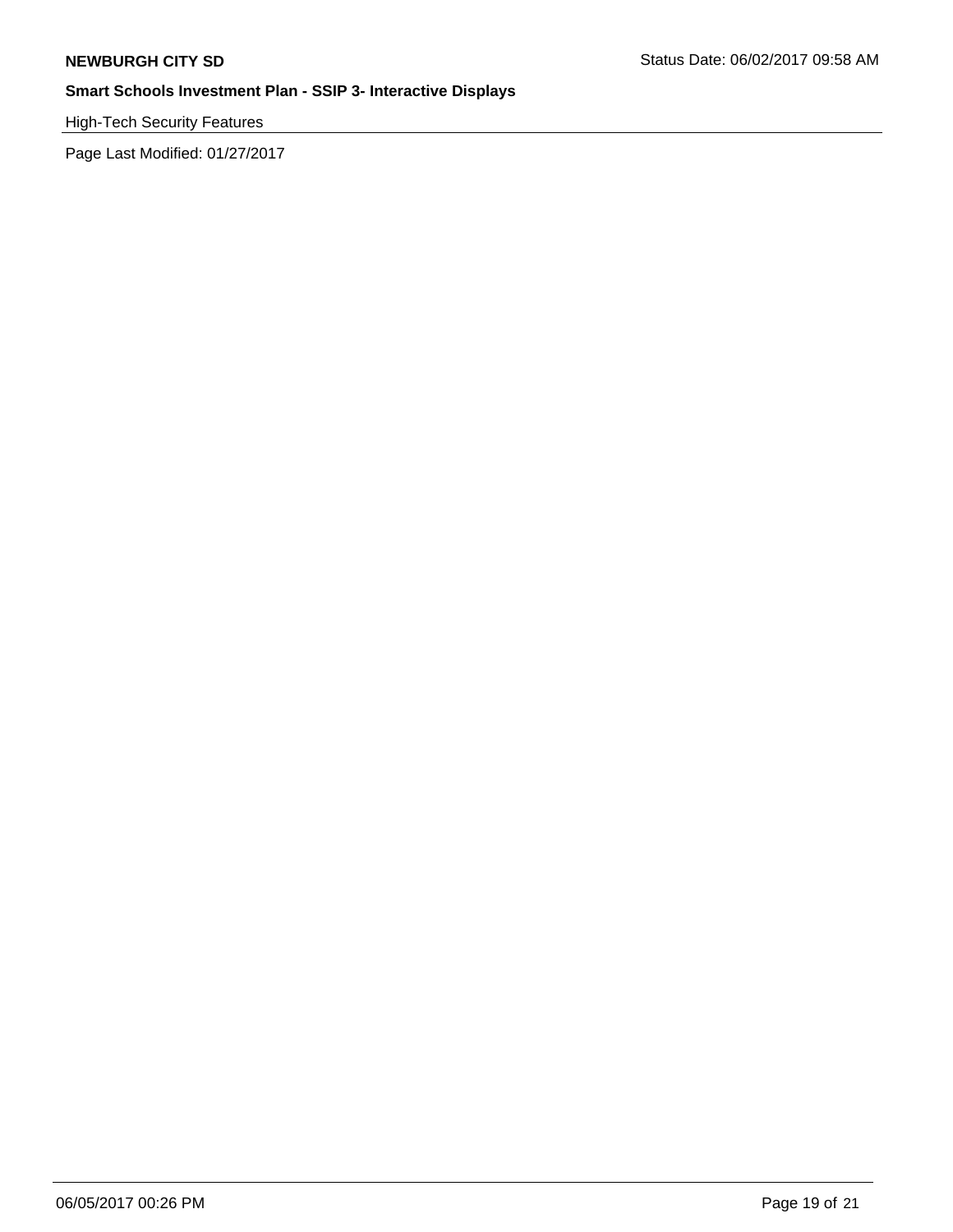**NEWBURGH CITY SD**

Status Date: 06/02/2017 09:58 AM

## Smart Schools Investment Plan - SSIP 3- Interactive Displays

High-Tech Security Features

Page Last Modified: 01/27/2017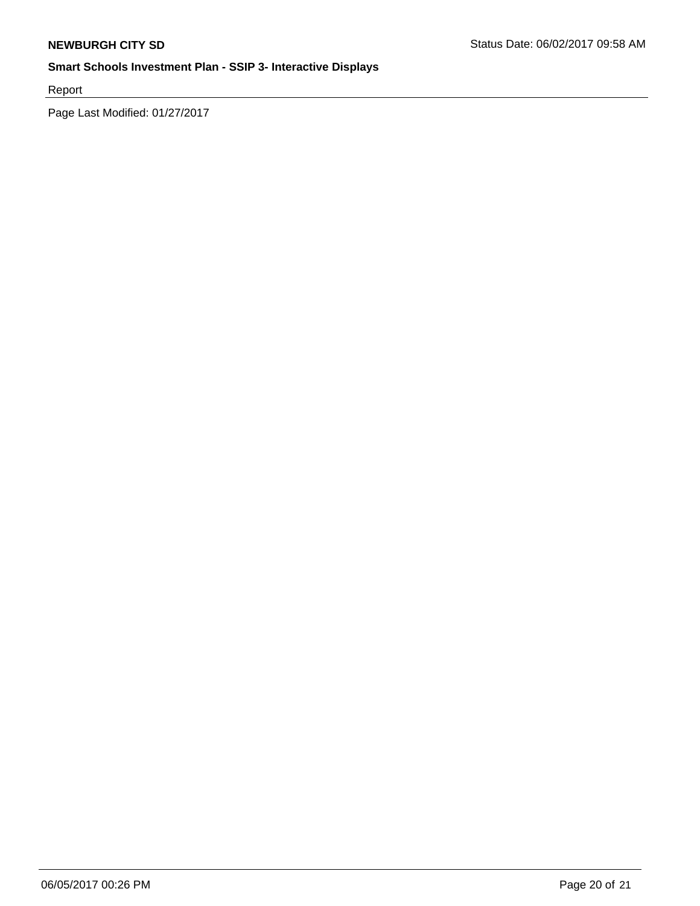Report

Page Last Modified: 01/27/2017